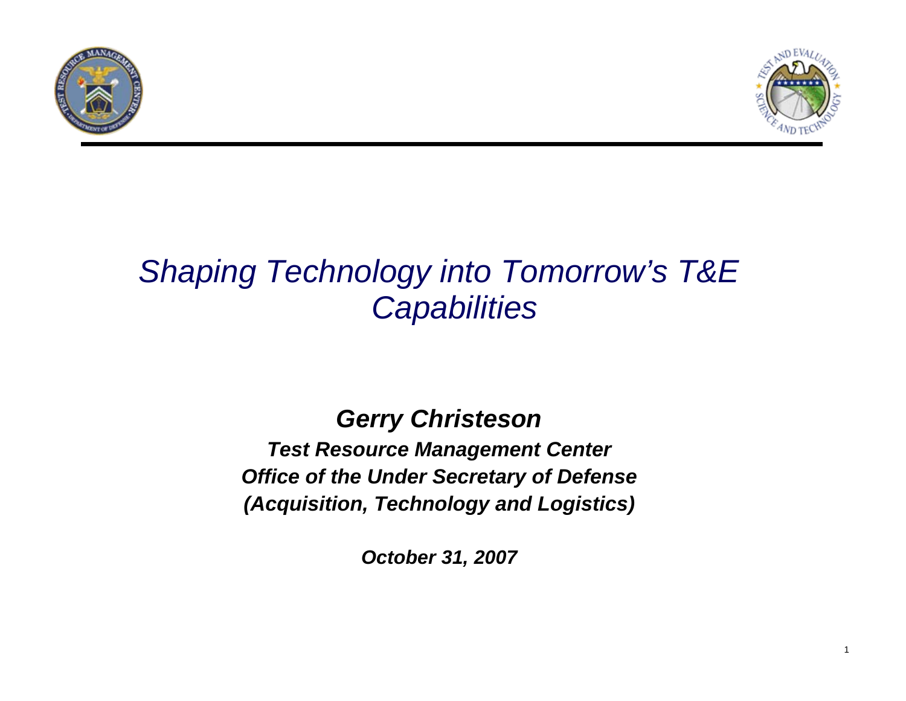# *Shaping Technology into Tomorrow's T&E Capabilities*

***Gerry Christeson***

***Test Resource Management Center***
***Office of the Under Secretary of Defense***
***(Acquisition, Technology and Logistics)***

***October 31, 2007***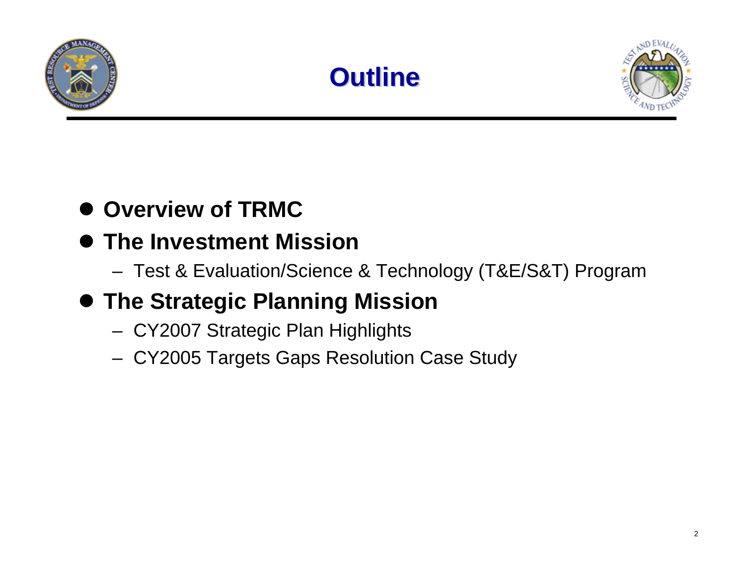# Outline

- **Overview of TRMC**
- **The Investment Mission**
  - Test & Evaluation/Science & Technology (T&E/S&T) Program
- **The Strategic Planning Mission**
  - CY2007 Strategic Plan Highlights
  - CY2005 Targets Gaps Resolution Case Study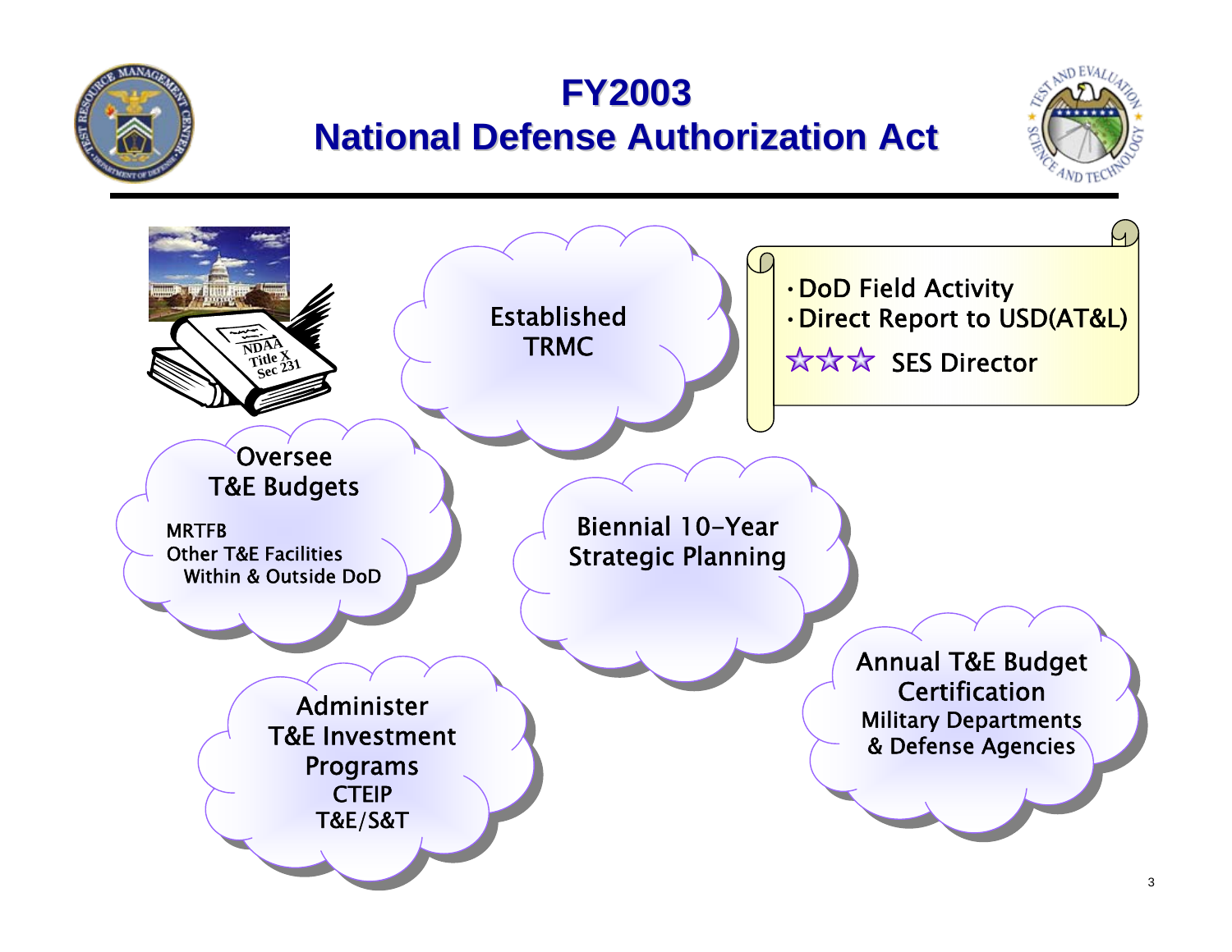# FY2003 National Defense Authorization Act

NDAA Title X Sec 231

Established TRMC

- DoD Field Activity
- Direct Report to USD(AT&L)

☆☆☆ SES Director

**Oversee T&E Budgets**

MRTFB
Other T&E Facilities
Within & Outside DoD

**Biennial 10-Year Strategic Planning**

**Annual T&E Budget Certification**

Military Departments & Defense Agencies

**Administer T&E Investment Programs**

CTEIP
T&E/S&T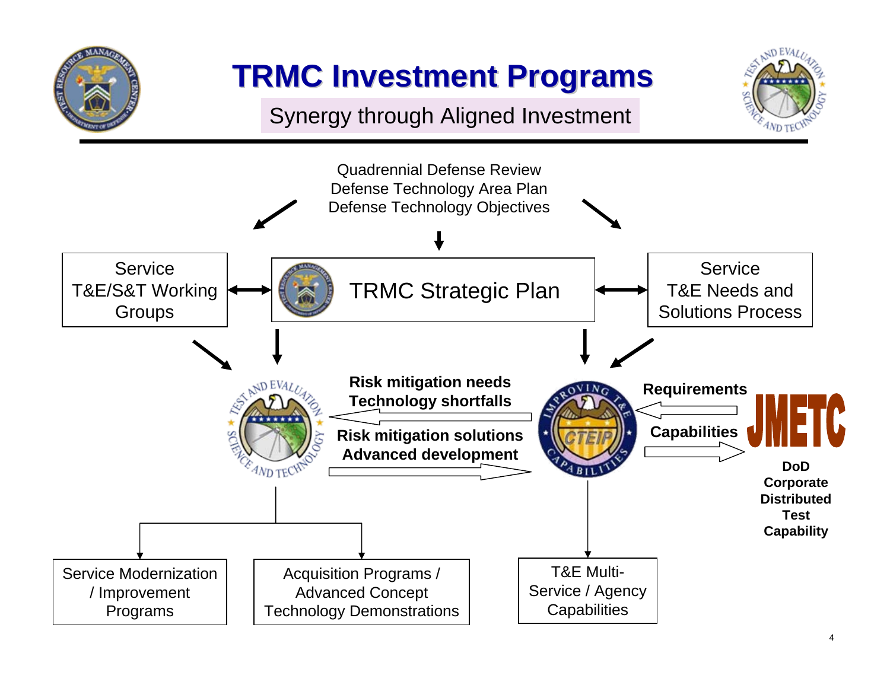# TRMC Investment Programs

## Synergy through Aligned Investment

Quadrennial Defense Review
Defense Technology Area Plan
Defense Technology Objectives

Service T&E/S&T Working Groups

TRMC Strategic Plan

Service T&E Needs and Solutions Process

**Risk mitigation needs**
**Technology shortfalls**

**Risk mitigation solutions**
**Advanced development**

**Requirements**

**Capabilities**

JMETC

**DoD Corporate Distributed Test Capability**

Service Modernization / Improvement Programs

Acquisition Programs / Advanced Concept Technology Demonstrations

T&E Multi-Service / Agency Capabilities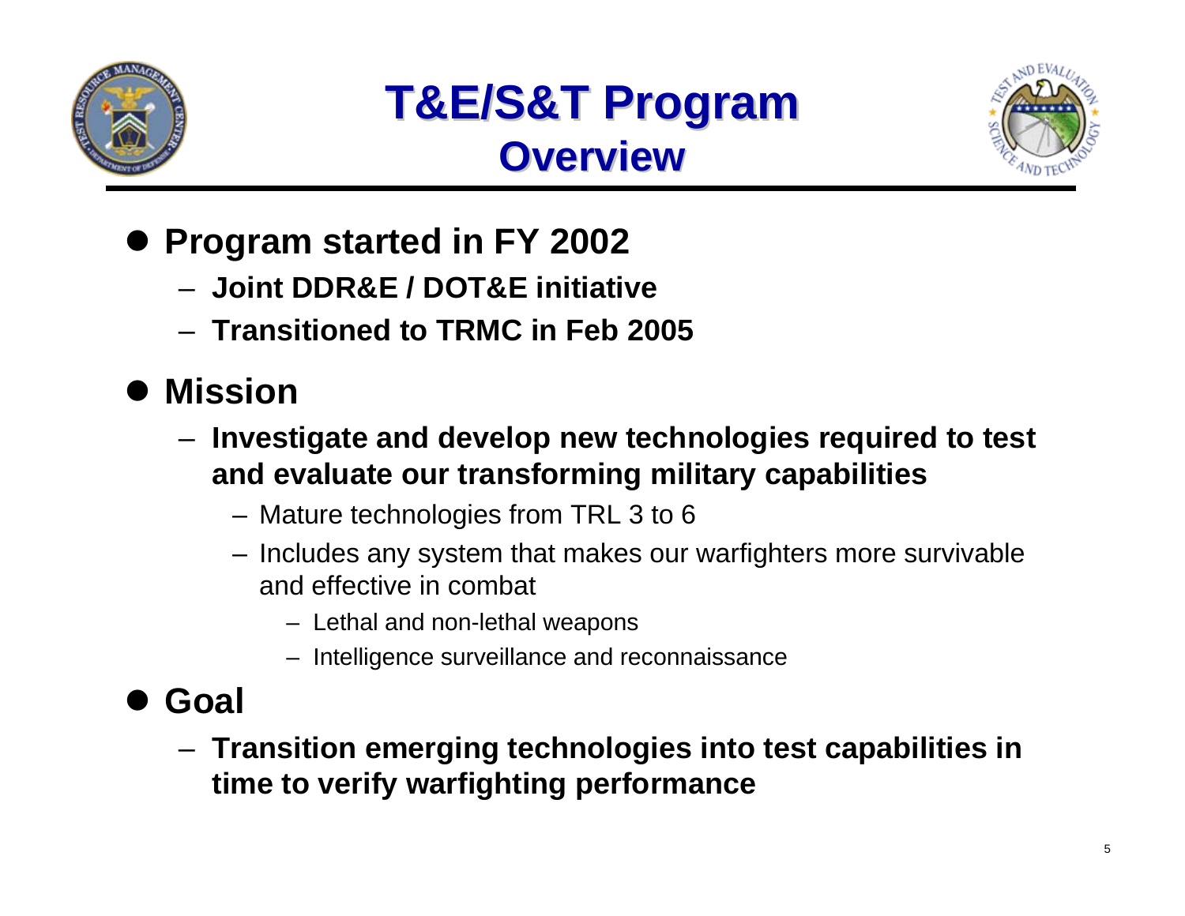# T&E/S&T Program
## Overview

- **Program started in FY 2002**
  - **Joint DDR&E / DOT&E initiative**
  - **Transitioned to TRMC in Feb 2005**
- **Mission**
  - **Investigate and develop new technologies required to test and evaluate our transforming military capabilities**
    - Mature technologies from TRL 3 to 6
    - Includes any system that makes our warfighters more survivable and effective in combat
      - Lethal and non-lethal weapons
      - Intelligence surveillance and reconnaissance
- **Goal**
  - **Transition emerging technologies into test capabilities in time to verify warfighting performance**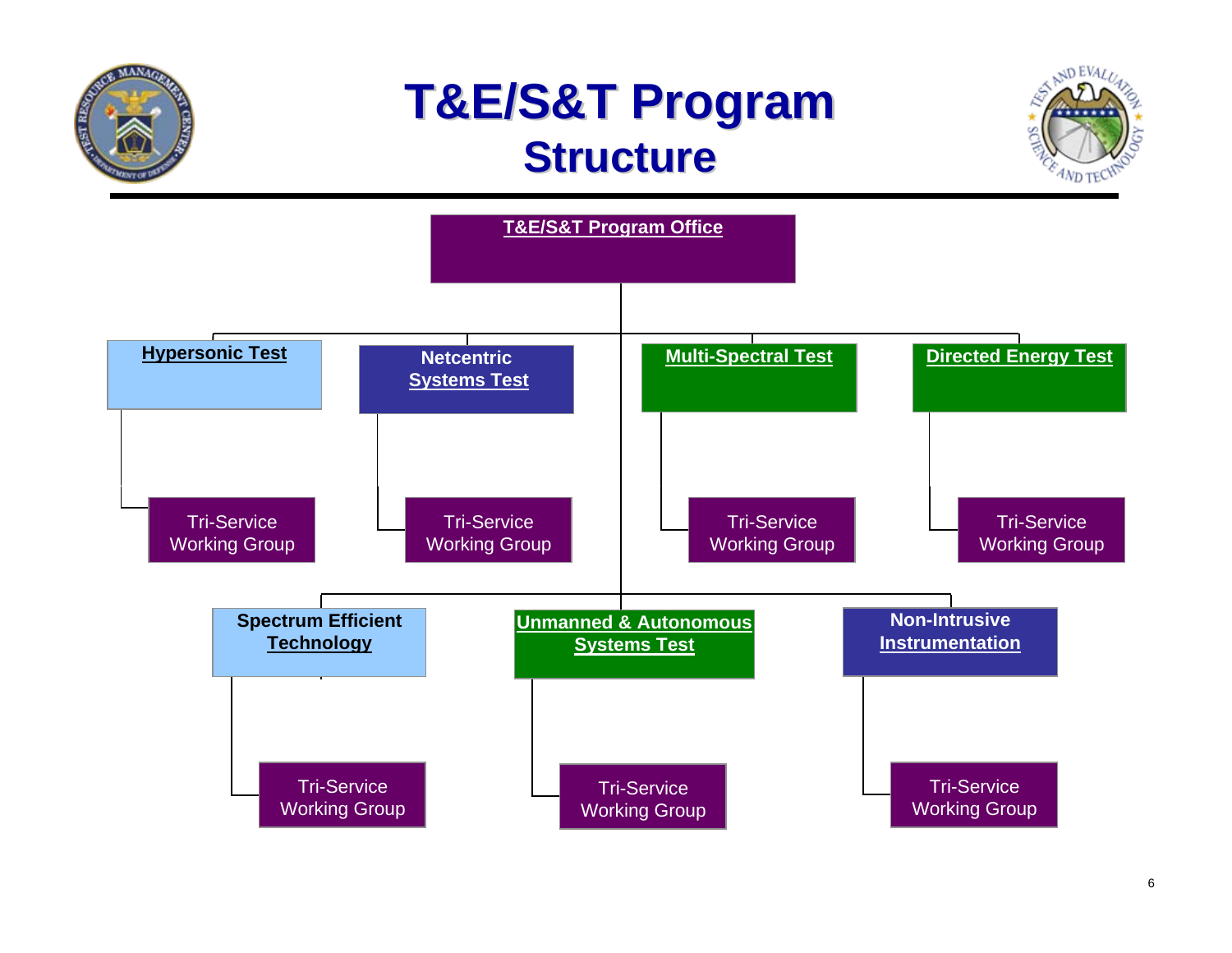# T&E/S&T Program Structure

**T&E/S&T Program Office**

- **Hypersonic Test**
  - Tri-Service Working Group
- **Netcentric Systems Test**
  - Tri-Service Working Group
- **Multi-Spectral Test**
  - Tri-Service Working Group
- **Directed Energy Test**
  - Tri-Service Working Group
- **Spectrum Efficient Technology**
  - Tri-Service Working Group
- **Unmanned & Autonomous Systems Test**
  - Tri-Service Working Group
- **Non-Intrusive Instrumentation**
  - Tri-Service Working Group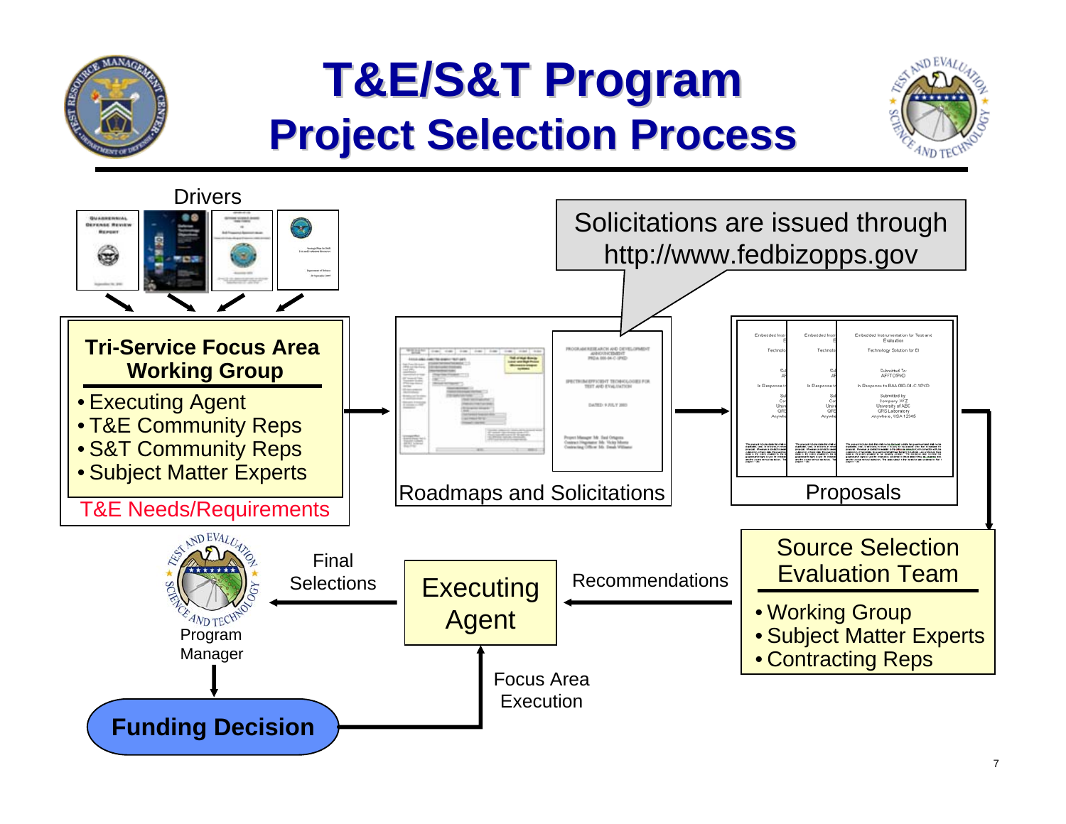# T&E/S&T Program
## Project Selection Process

Drivers

**Tri-Service Focus Area Working Group**

- Executing Agent
- T&E Community Reps
- S&T Community Reps
- Subject Matter Experts

T&E Needs/Requirements

Solicitations are issued through http://www.fedbizopps.gov

Roadmaps and Solicitations

Proposals

Source Selection Evaluation Team

- Working Group
- Subject Matter Experts
- Contracting Reps

Recommendations

Executing Agent

Final Selections

Program Manager

Focus Area Execution

**Funding Decision**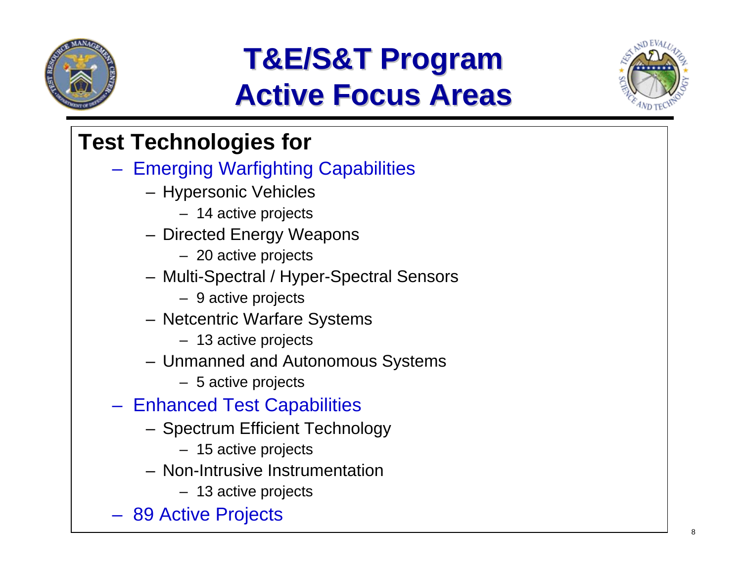# T&E/S&T Program Active Focus Areas

**Test Technologies for**

- Emerging Warfighting Capabilities
  - Hypersonic Vehicles
    - 14 active projects
  - Directed Energy Weapons
    - 20 active projects
  - Multi-Spectral / Hyper-Spectral Sensors
    - 9 active projects
  - Netcentric Warfare Systems
    - 13 active projects
  - Unmanned and Autonomous Systems
    - 5 active projects
- Enhanced Test Capabilities
  - Spectrum Efficient Technology
    - 15 active projects
  - Non-Intrusive Instrumentation
    - 13 active projects
- 89 Active Projects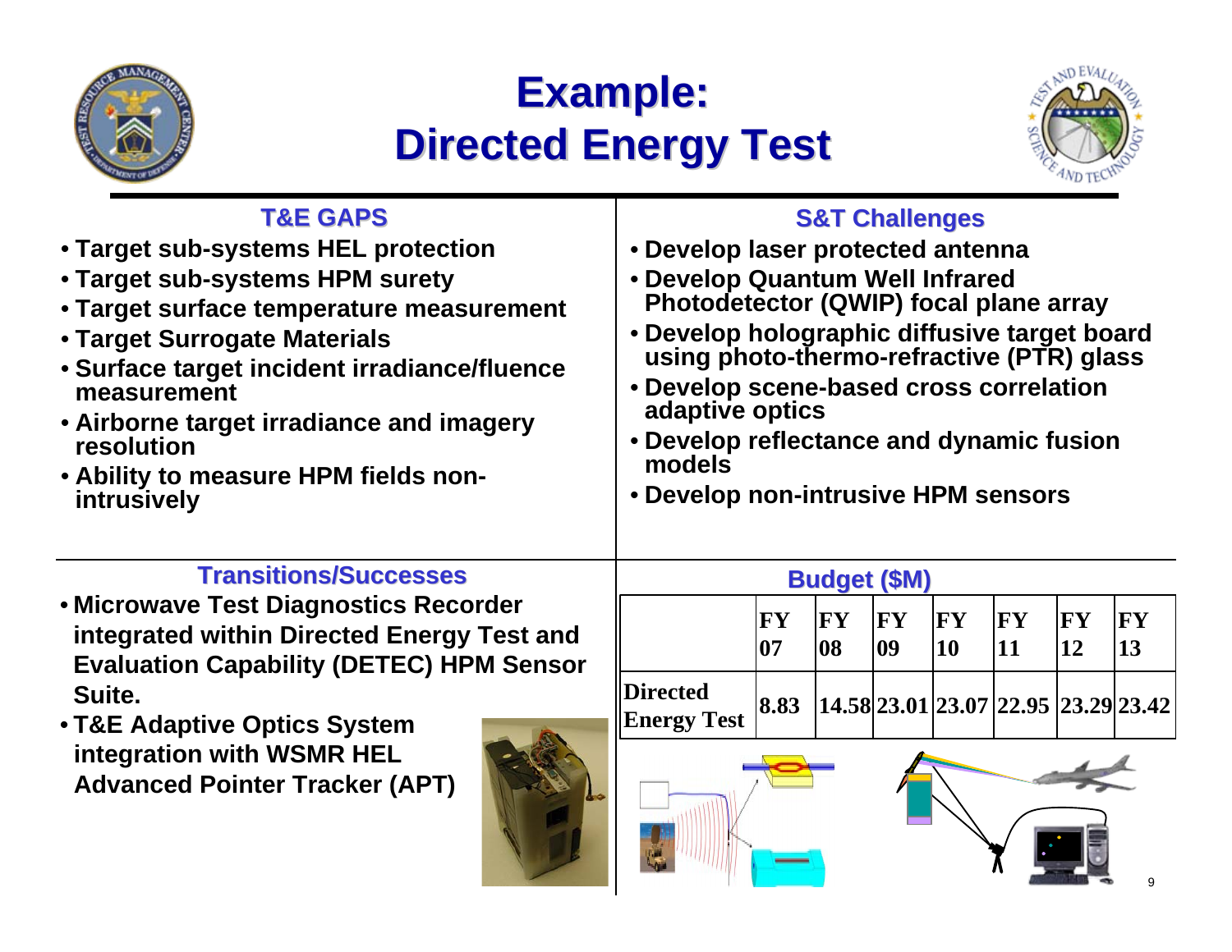# Example: Directed Energy Test

## T&E GAPS

- Target sub-systems HEL protection
- Target sub-systems HPM surety
- Target surface temperature measurement
- Target Surrogate Materials
- Surface target incident irradiance/fluence measurement
- Airborne target irradiance and imagery resolution
- Ability to measure HPM fields non-intrusively

## S&T Challenges

- Develop laser protected antenna
- Develop Quantum Well Infrared Photodetector (QWIP) focal plane array
- Develop holographic diffusive target board using photo-thermo-refractive (PTR) glass
- Develop scene-based cross correlation adaptive optics
- Develop reflectance and dynamic fusion models
- Develop non-intrusive HPM sensors

## Transitions/Successes

- Microwave Test Diagnostics Recorder integrated within Directed Energy Test and Evaluation Capability (DETEC) HPM Sensor Suite.
- T&E Adaptive Optics System integration with WSMR HEL Advanced Pointer Tracker (APT)

## Budget ($M)

| | FY 07 | FY 08 | FY 09 | FY 10 | FY 11 | FY 12 | FY 13 |
|---|---|---|---|---|---|---|---|
| Directed Energy Test | 8.83 | 14.58 | 23.01 | 23.07 | 22.95 | 23.29 | 23.42 |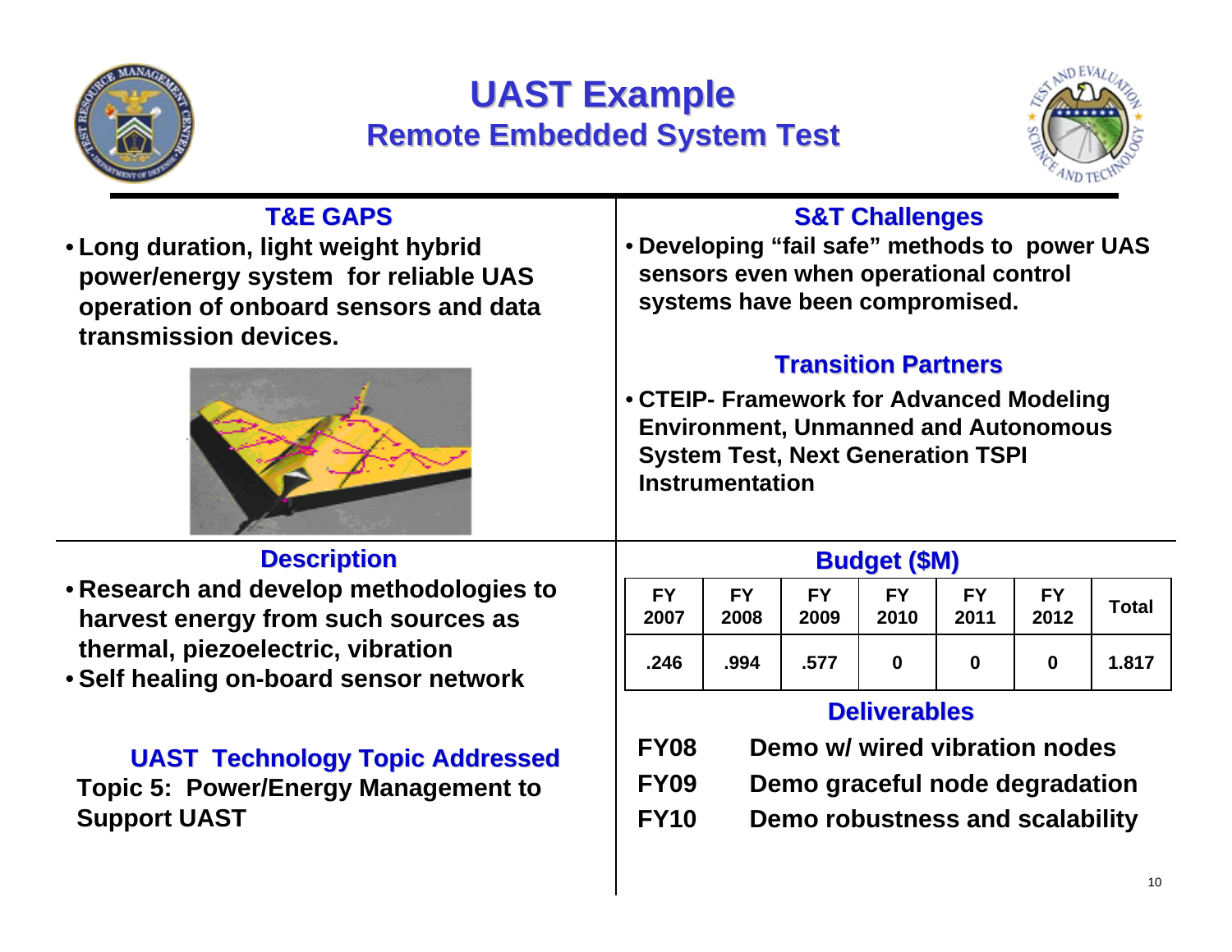# UAST Example

## Remote Embedded System Test

### T&E GAPS

- Long duration, light weight hybrid power/energy system for reliable UAS operation of onboard sensors and data transmission devices.

### S&T Challenges

- Developing "fail safe" methods to power UAS sensors even when operational control systems have been compromised.

### Transition Partners

- CTEIP- Framework for Advanced Modeling Environment, Unmanned and Autonomous System Test, Next Generation TSPI Instrumentation

### Description

- Research and develop methodologies to harvest energy from such sources as thermal, piezoelectric, vibration
- Self healing on-board sensor network

### UAST Technology Topic Addressed

Topic 5: Power/Energy Management to Support UAST

### Budget ($M)

| FY 2007 | FY 2008 | FY 2009 | FY 2010 | FY 2011 | FY 2012 | Total |
|---|---|---|---|---|---|---|
| .246 | .994 | .577 | 0 | 0 | 0 | 1.817 |

### Deliverables

| | |
|---|---|
| FY08 | Demo w/ wired vibration nodes |
| FY09 | Demo graceful node degradation |
| FY10 | Demo robustness and scalability |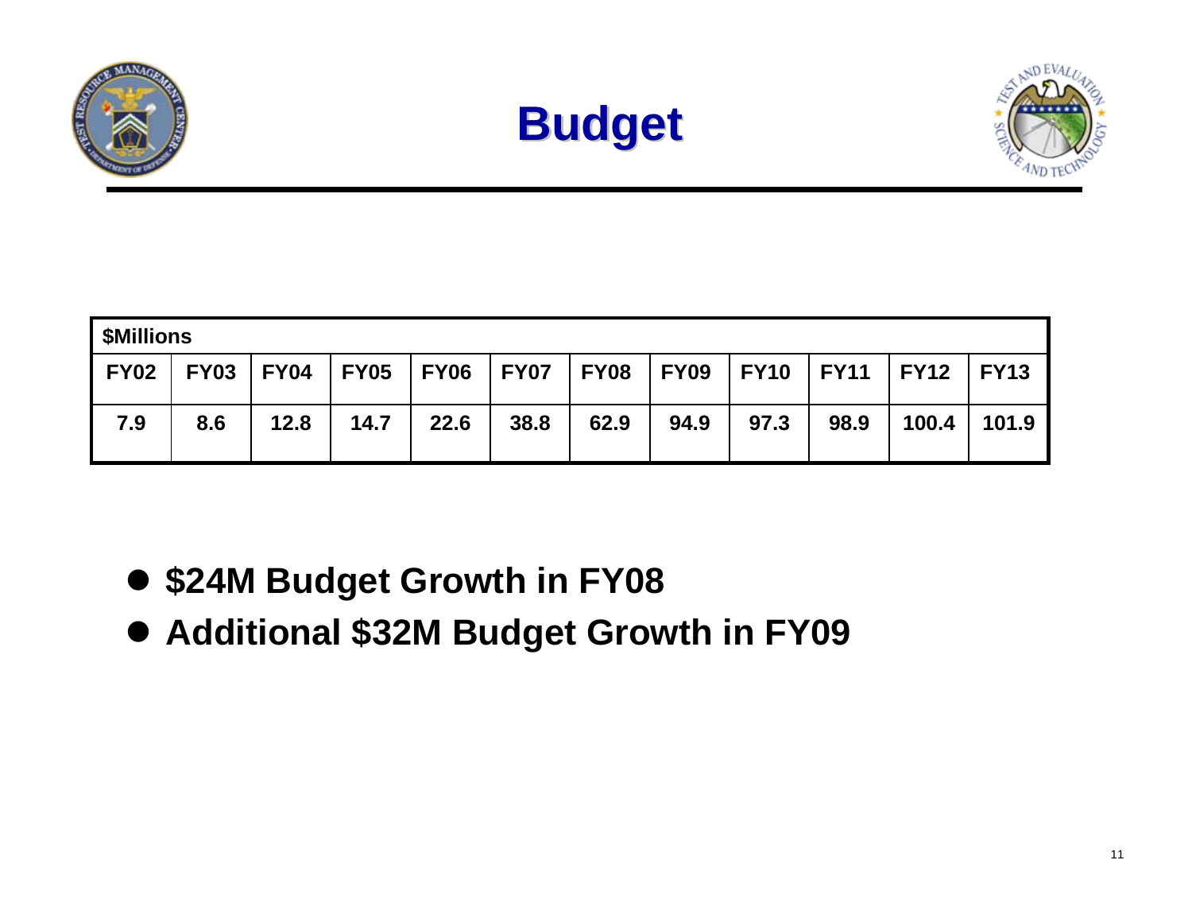# Budget

| $Millions | | | | | | | | | | | |
|---|---|---|---|---|---|---|---|---|---|---|---|
| **FY02** | **FY03** | **FY04** | **FY05** | **FY06** | **FY07** | **FY08** | **FY09** | **FY10** | **FY11** | **FY12** | **FY13** |
| **7.9** | **8.6** | **12.8** | **14.7** | **22.6** | **38.8** | **62.9** | **94.9** | **97.3** | **98.9** | **100.4** | **101.9** |

- **$24M Budget Growth in FY08**
- **Additional $32M Budget Growth in FY09**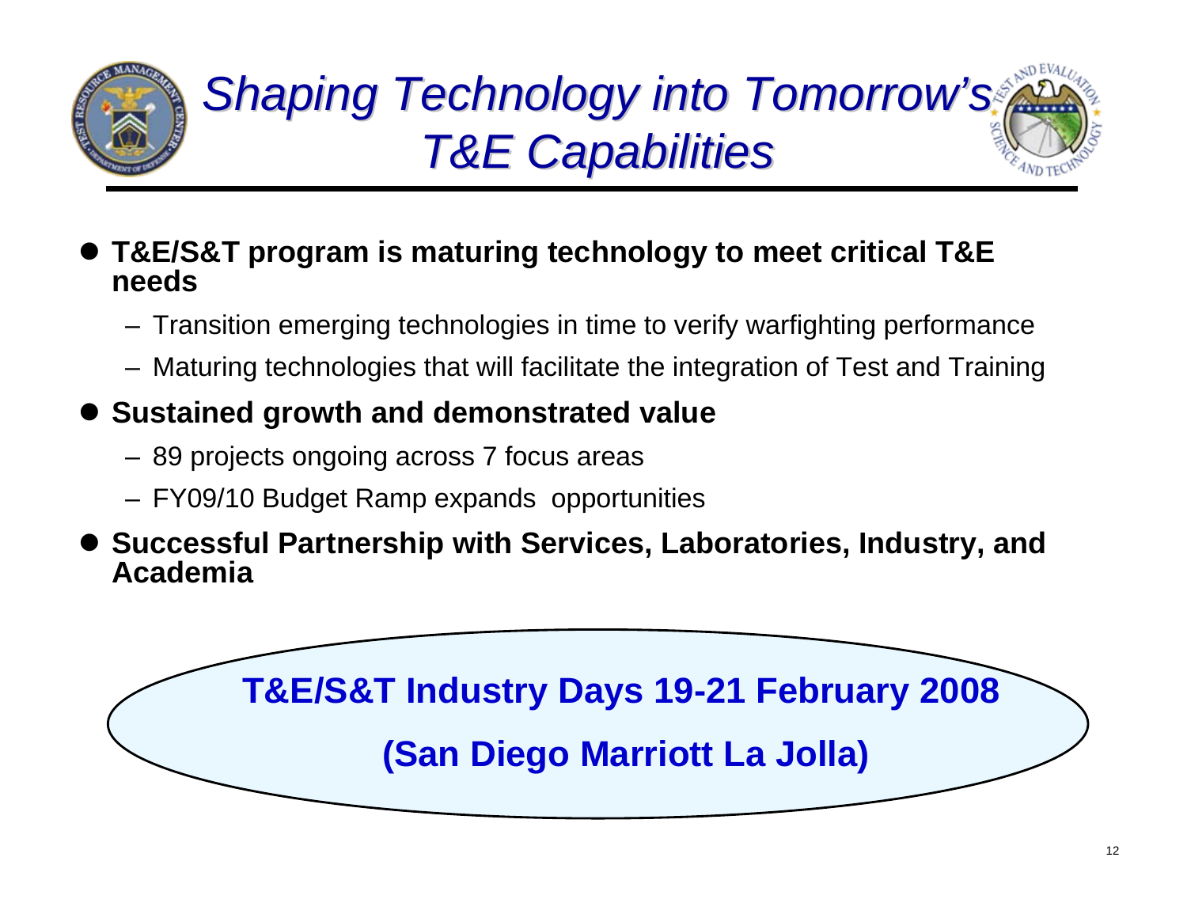# *Shaping Technology into Tomorrow's T&E Capabilities*

- **T&E/S&T program is maturing technology to meet critical T&E needs**
  - Transition emerging technologies in time to verify warfighting performance
  - Maturing technologies that will facilitate the integration of Test and Training
- **Sustained growth and demonstrated value**
  - 89 projects ongoing across 7 focus areas
  - FY09/10 Budget Ramp expands opportunities
- **Successful Partnership with Services, Laboratories, Industry, and Academia**

**T&E/S&T Industry Days 19-21 February 2008**

**(San Diego Marriott La Jolla)**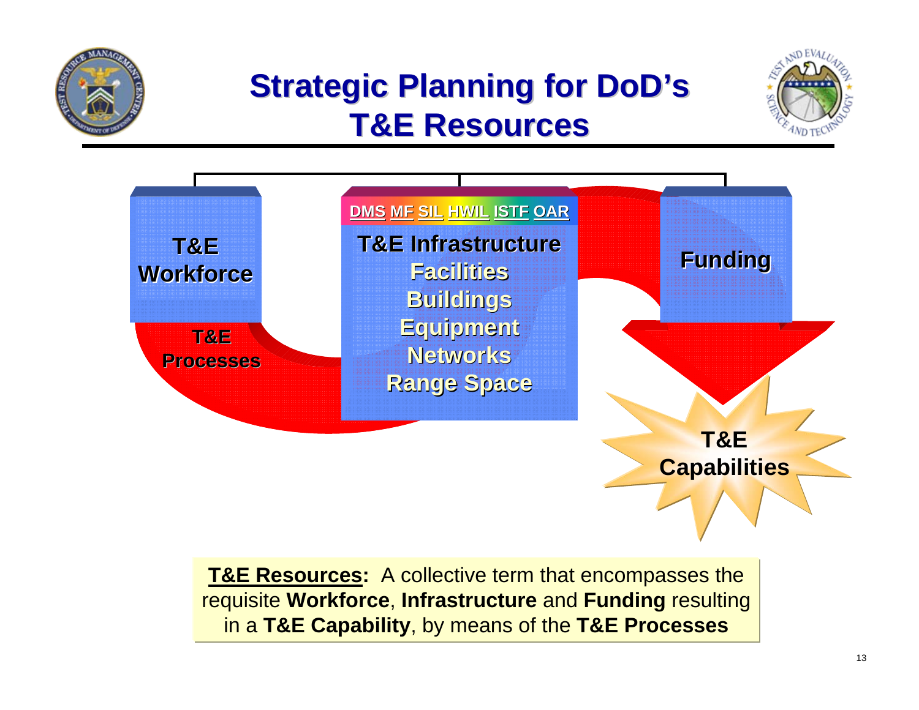# Strategic Planning for DoD's T&E Resources

**T&E Workforce**

**T&E Processes**

**DMS MF SIL HWIL ISTF OAR**

**T&E Infrastructure**

- **Facilities**
- **Buildings**
- **Equipment**
- **Networks**
- **Range Space**

**Funding**

**T&E Capabilities**

**T&E Resources:** A collective term that encompasses the requisite **Workforce**, **Infrastructure** and **Funding** resulting in a **T&E Capability**, by means of the **T&E Processes**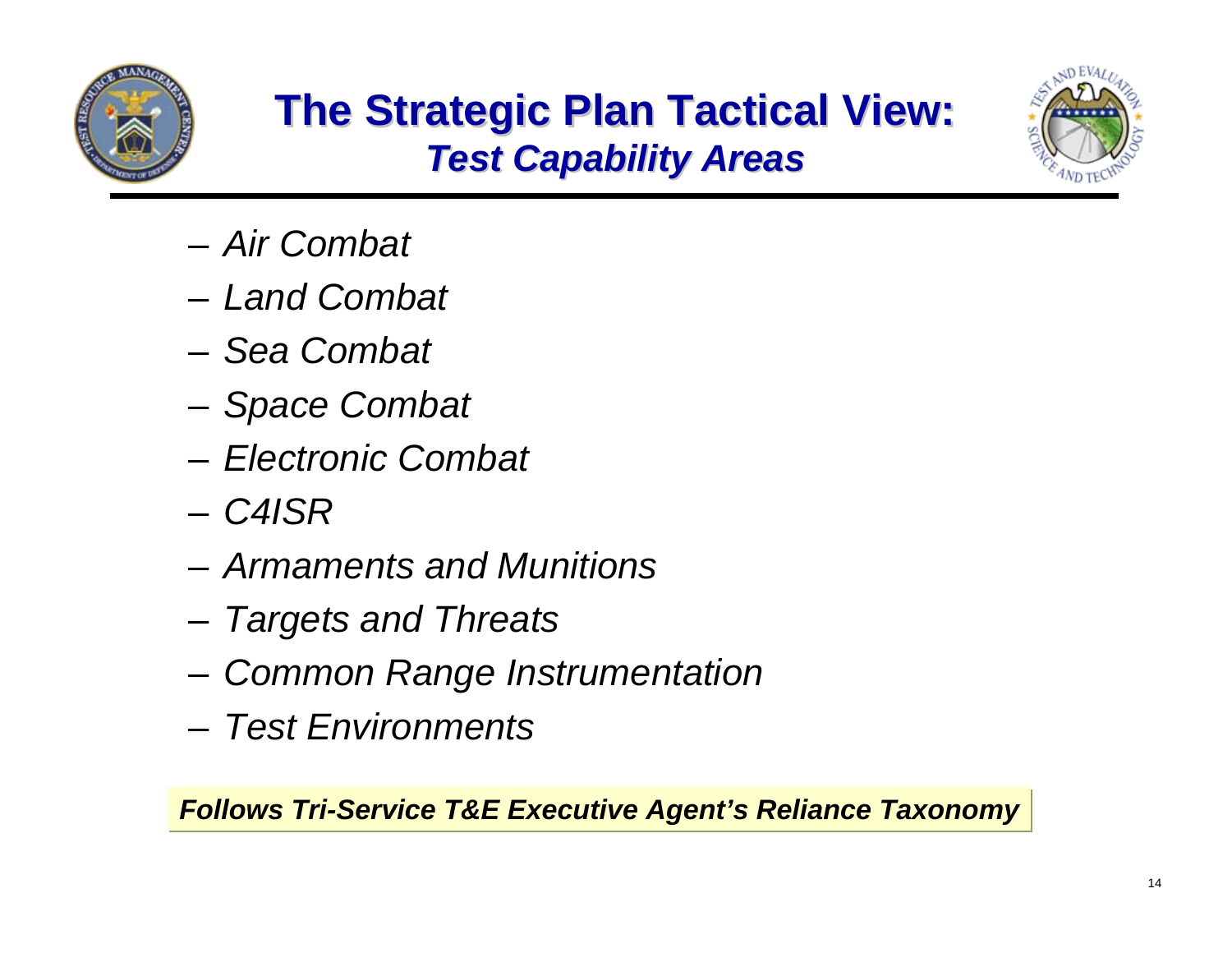# The Strategic Plan Tactical View:
## *Test Capability Areas*

- *Air Combat*
- *Land Combat*
- *Sea Combat*
- *Space Combat*
- *Electronic Combat*
- *C4ISR*
- *Armaments and Munitions*
- *Targets and Threats*
- *Common Range Instrumentation*
- *Test Environments*

***Follows Tri-Service T&E Executive Agent's Reliance Taxonomy***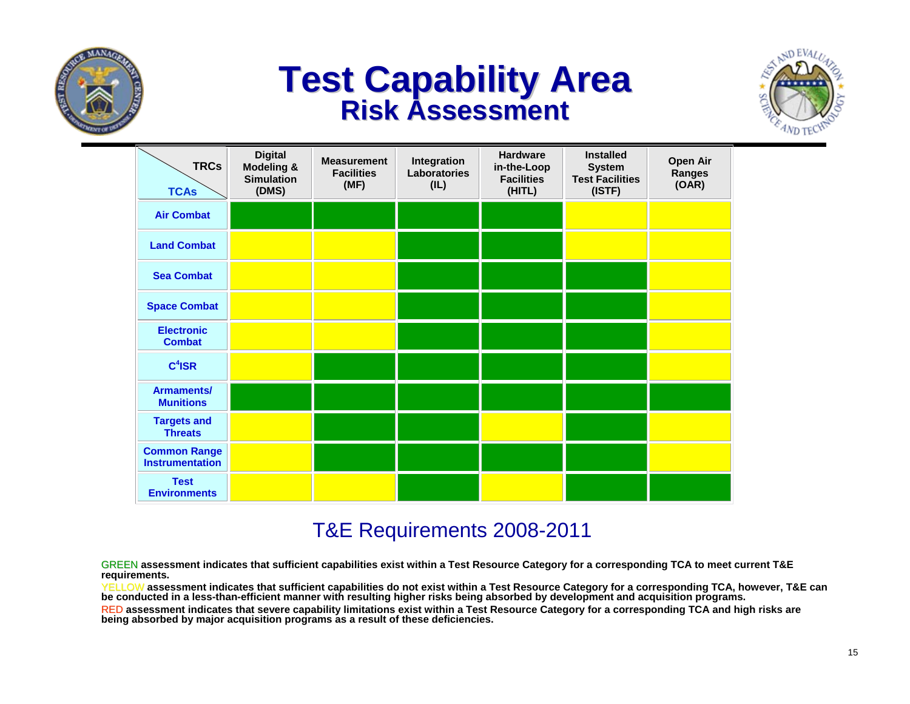# Test Capability Area
## Risk Assessment

| TRCs / TCAs | Digital Modeling & Simulation (DMS) | Measurement Facilities (MF) | Integration Laboratories (IL) | Hardware in-the-Loop Facilities (HITL) | Installed System Test Facilities (ISTF) | Open Air Ranges (OAR) |
|---|---|---|---|---|---|---|
| Air Combat | GREEN | GREEN | GREEN | GREEN | YELLOW | YELLOW |
| Land Combat | YELLOW | YELLOW | GREEN | GREEN | YELLOW | YELLOW |
| Sea Combat | YELLOW | YELLOW | GREEN | GREEN | GREEN | YELLOW |
| Space Combat | YELLOW | YELLOW | GREEN | GREEN | GREEN | YELLOW |
| Electronic Combat | YELLOW | YELLOW | GREEN | GREEN | GREEN | YELLOW |
| $C^4$ISR | YELLOW | GREEN | GREEN | GREEN | GREEN | YELLOW |
| Armaments/ Munitions | GREEN | GREEN | GREEN | GREEN | GREEN | GREEN |
| Targets and Threats | YELLOW | GREEN | GREEN | YELLOW | GREEN | YELLOW |
| Common Range Instrumentation | YELLOW | GREEN | GREEN | GREEN | GREEN | YELLOW |
| Test Environments | YELLOW | YELLOW | GREEN | YELLOW | GREEN | GREEN |

T&E Requirements 2008-2011

GREEN **assessment indicates that sufficient capabilities exist within a Test Resource Category for a corresponding TCA to meet current T&E requirements.**

YELLOW **assessment indicates that sufficient capabilities do not exist within a Test Resource Category for a corresponding TCA, however, T&E can be conducted in a less-than-efficient manner with resulting higher risks being absorbed by development and acquisition programs.**

RED **assessment indicates that severe capability limitations exist within a Test Resource Category for a corresponding TCA and high risks are being absorbed by major acquisition programs as a result of these deficiencies.**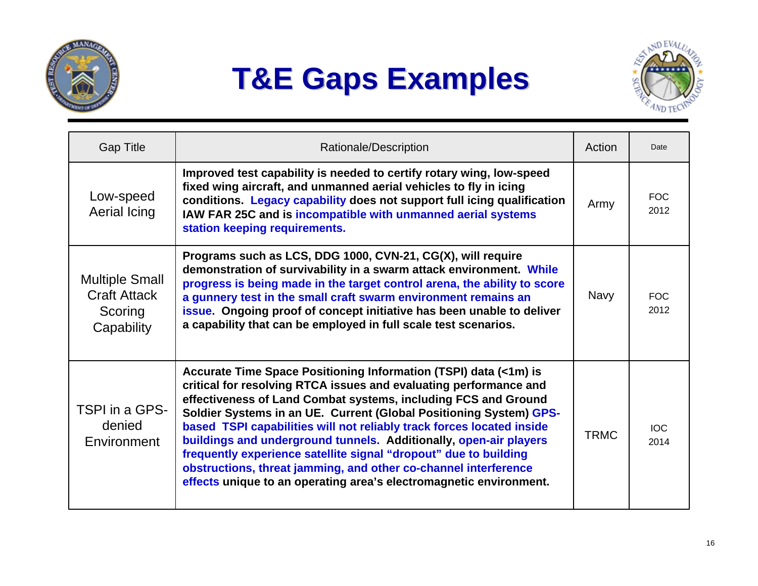# T&E Gaps Examples

| Gap Title | Rationale/Description | Action | Date |
|---|---|---|---|
| Low-speed Aerial Icing | **Improved test capability is needed to certify rotary wing, low-speed fixed wing aircraft, and unmanned aerial vehicles to fly in icing conditions. Legacy capability does not support full icing qualification IAW FAR 25C and is incompatible with unmanned aerial systems station keeping requirements.** | Army | FOC 2012 |
| Multiple Small Craft Attack Scoring Capability | **Programs such as LCS, DDG 1000, CVN-21, CG(X), will require demonstration of survivability in a swarm attack environment. While progress is being made in the target control arena, the ability to score a gunnery test in the small craft swarm environment remains an issue. Ongoing proof of concept initiative has been unable to deliver a capability that can be employed in full scale test scenarios.** | Navy | FOC 2012 |
| TSPI in a GPS-denied Environment | **Accurate Time Space Positioning Information (TSPI) data (<1m) is critical for resolving RTCA issues and evaluating performance and effectiveness of Land Combat systems, including FCS and Ground Soldier Systems in an UE. Current (Global Positioning System) GPS-based TSPI capabilities will not reliably track forces located inside buildings and underground tunnels. Additionally, open-air players frequently experience satellite signal "dropout" due to building obstructions, threat jamming, and other co-channel interference effects unique to an operating area's electromagnetic environment.** | TRMC | IOC 2014 |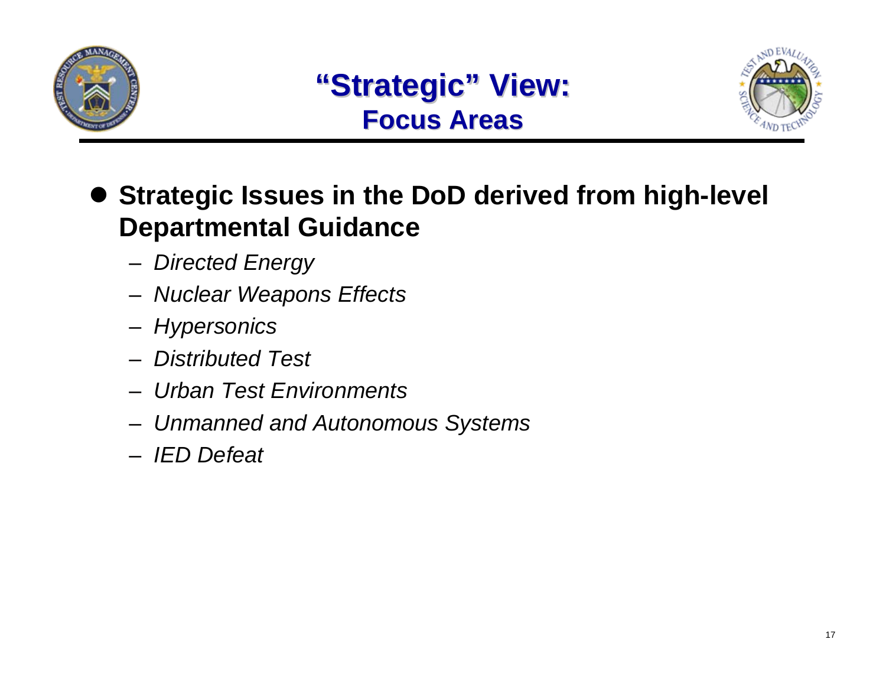# "Strategic" View:
## Focus Areas

- **Strategic Issues in the DoD derived from high-level Departmental Guidance**
  - *Directed Energy*
  - *Nuclear Weapons Effects*
  - *Hypersonics*
  - *Distributed Test*
  - *Urban Test Environments*
  - *Unmanned and Autonomous Systems*
  - *IED Defeat*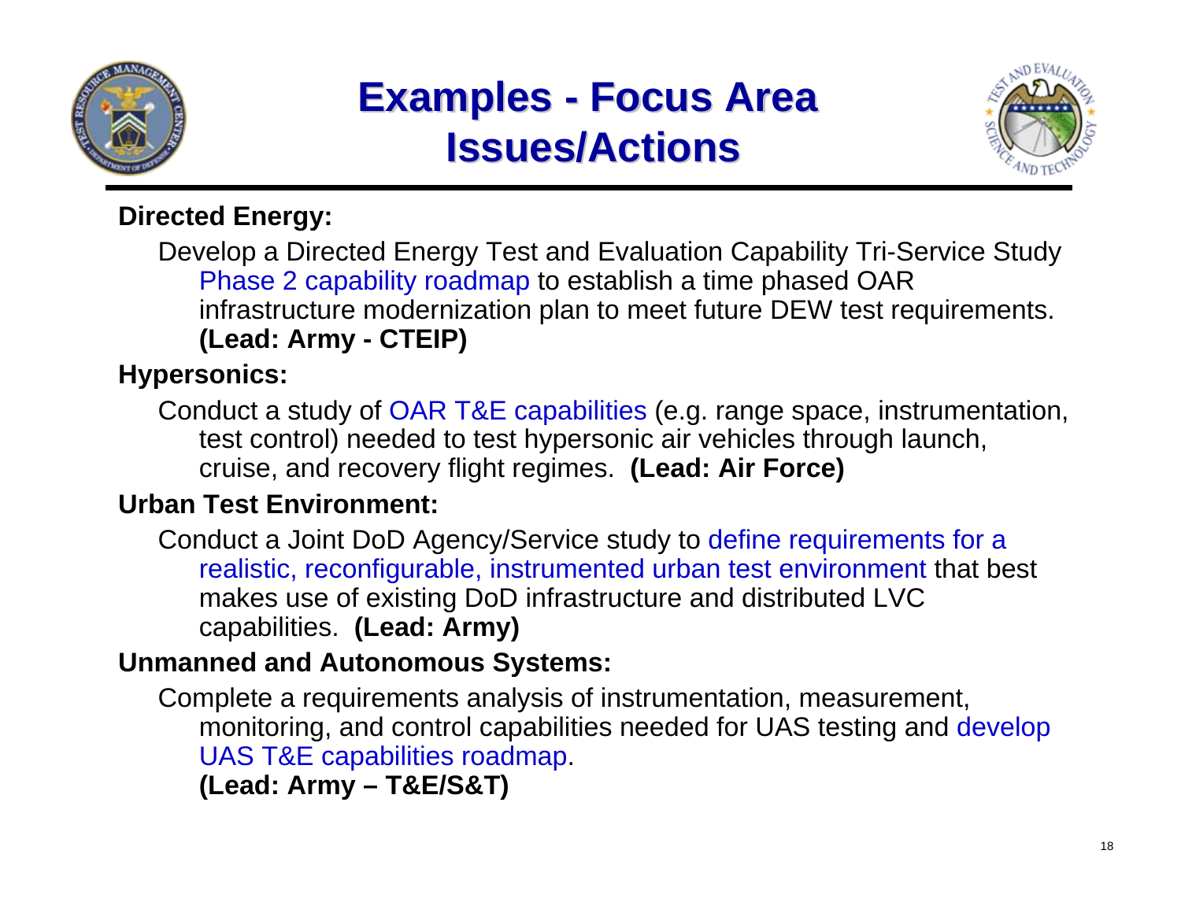# Examples - Focus Area Issues/Actions

**Directed Energy:**

Develop a Directed Energy Test and Evaluation Capability Tri-Service Study Phase 2 capability roadmap to establish a time phased OAR infrastructure modernization plan to meet future DEW test requirements. **(Lead: Army - CTEIP)**

**Hypersonics:**

Conduct a study of OAR T&E capabilities (e.g. range space, instrumentation, test control) needed to test hypersonic air vehicles through launch, cruise, and recovery flight regimes. **(Lead: Air Force)**

**Urban Test Environment:**

Conduct a Joint DoD Agency/Service study to define requirements for a realistic, reconfigurable, instrumented urban test environment that best makes use of existing DoD infrastructure and distributed LVC capabilities. **(Lead: Army)**

**Unmanned and Autonomous Systems:**

Complete a requirements analysis of instrumentation, measurement, monitoring, and control capabilities needed for UAS testing and develop UAS T&E capabilities roadmap. **(Lead: Army – T&E/S&T)**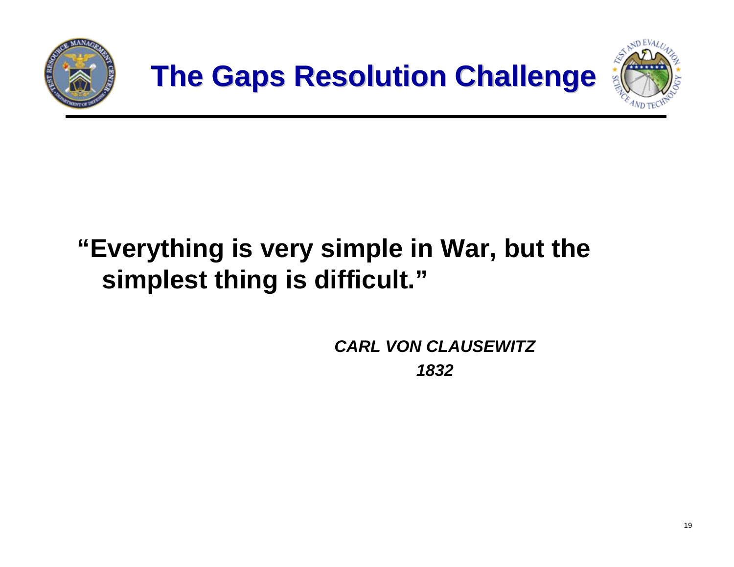# The Gaps Resolution Challenge

**"Everything is very simple in War, but the simplest thing is difficult."**

***CARL VON CLAUSEWITZ***

***1832***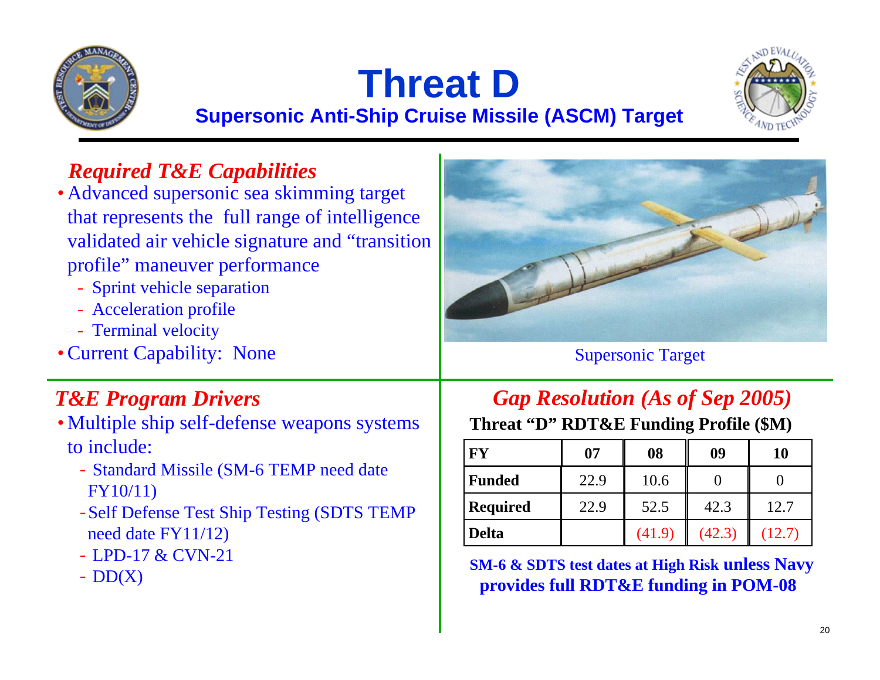# Threat D

## Supersonic Anti-Ship Cruise Missile (ASCM) Target

### *Required T&E Capabilities*

- Advanced supersonic sea skimming target that represents the full range of intelligence validated air vehicle signature and "transition profile" maneuver performance
  - Sprint vehicle separation
  - Acceleration profile
  - Terminal velocity
- Current Capability: None

Supersonic Target

### *T&E Program Drivers*

- Multiple ship self-defense weapons systems to include:
  - Standard Missile (SM-6 TEMP need date FY10/11)
  - Self Defense Test Ship Testing (SDTS TEMP need date FY11/12)
  - LPD-17 & CVN-21
  - DD(X)

### *Gap Resolution (As of Sep 2005)*

**Threat "D" RDT&E Funding Profile ($M)**

| FY | 07 | 08 | 09 | 10 |
|---|---|---|---|---|
| **Funded** | 22.9 | 10.6 | 0 | 0 |
| **Required** | 22.9 | 52.5 | 42.3 | 12.7 |
| **Delta** | | (41.9) | (42.3) | (12.7) |

**SM-6 & SDTS test dates at High Risk unless Navy provides full RDT&E funding in POM-08**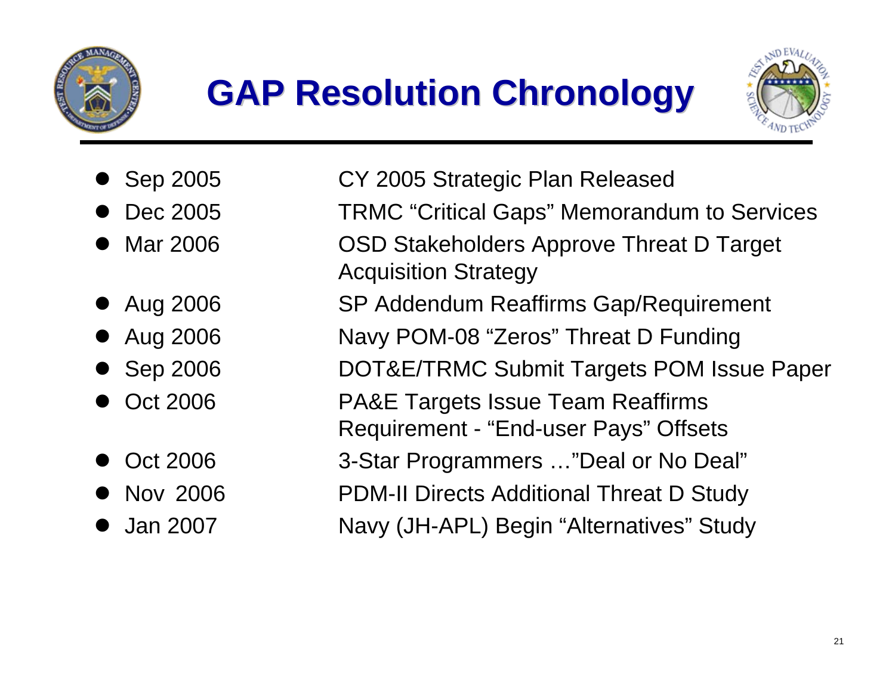# GAP Resolution Chronology

- Sep 2005 — CY 2005 Strategic Plan Released
- Dec 2005 — TRMC "Critical Gaps" Memorandum to Services
- Mar 2006 — OSD Stakeholders Approve Threat D Target Acquisition Strategy
- Aug 2006 — SP Addendum Reaffirms Gap/Requirement
- Aug 2006 — Navy POM-08 "Zeros" Threat D Funding
- Sep 2006 — DOT&E/TRMC Submit Targets POM Issue Paper
- Oct 2006 — PA&E Targets Issue Team Reaffirms Requirement - "End-user Pays" Offsets
- Oct 2006 — 3-Star Programmers …"Deal or No Deal"
- Nov 2006 — PDM-II Directs Additional Threat D Study
- Jan 2007 — Navy (JH-APL) Begin "Alternatives" Study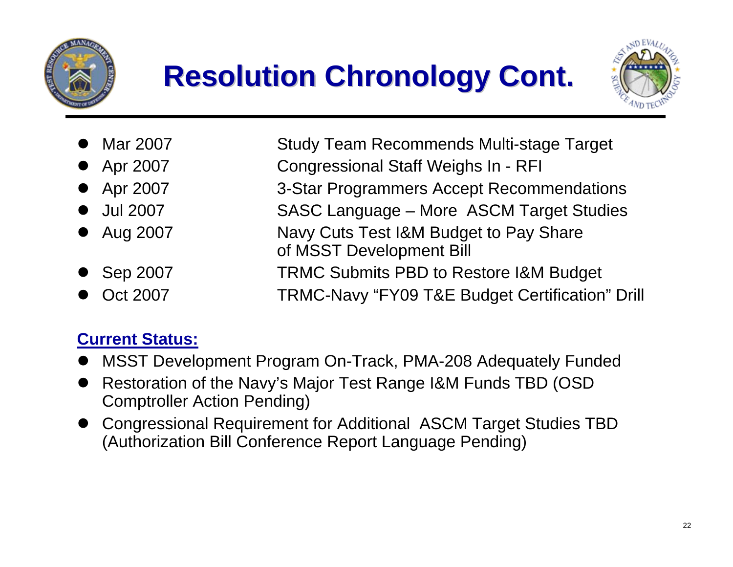# Resolution Chronology Cont.

- Mar 2007 — Study Team Recommends Multi-stage Target
- Apr 2007 — Congressional Staff Weighs In - RFI
- Apr 2007 — 3-Star Programmers Accept Recommendations
- Jul 2007 — SASC Language – More ASCM Target Studies
- Aug 2007 — Navy Cuts Test I&M Budget to Pay Share of MSST Development Bill
- Sep 2007 — TRMC Submits PBD to Restore I&M Budget
- Oct 2007 — TRMC-Navy "FY09 T&E Budget Certification" Drill

**Current Status:**

- MSST Development Program On-Track, PMA-208 Adequately Funded
- Restoration of the Navy's Major Test Range I&M Funds TBD (OSD Comptroller Action Pending)
- Congressional Requirement for Additional ASCM Target Studies TBD (Authorization Bill Conference Report Language Pending)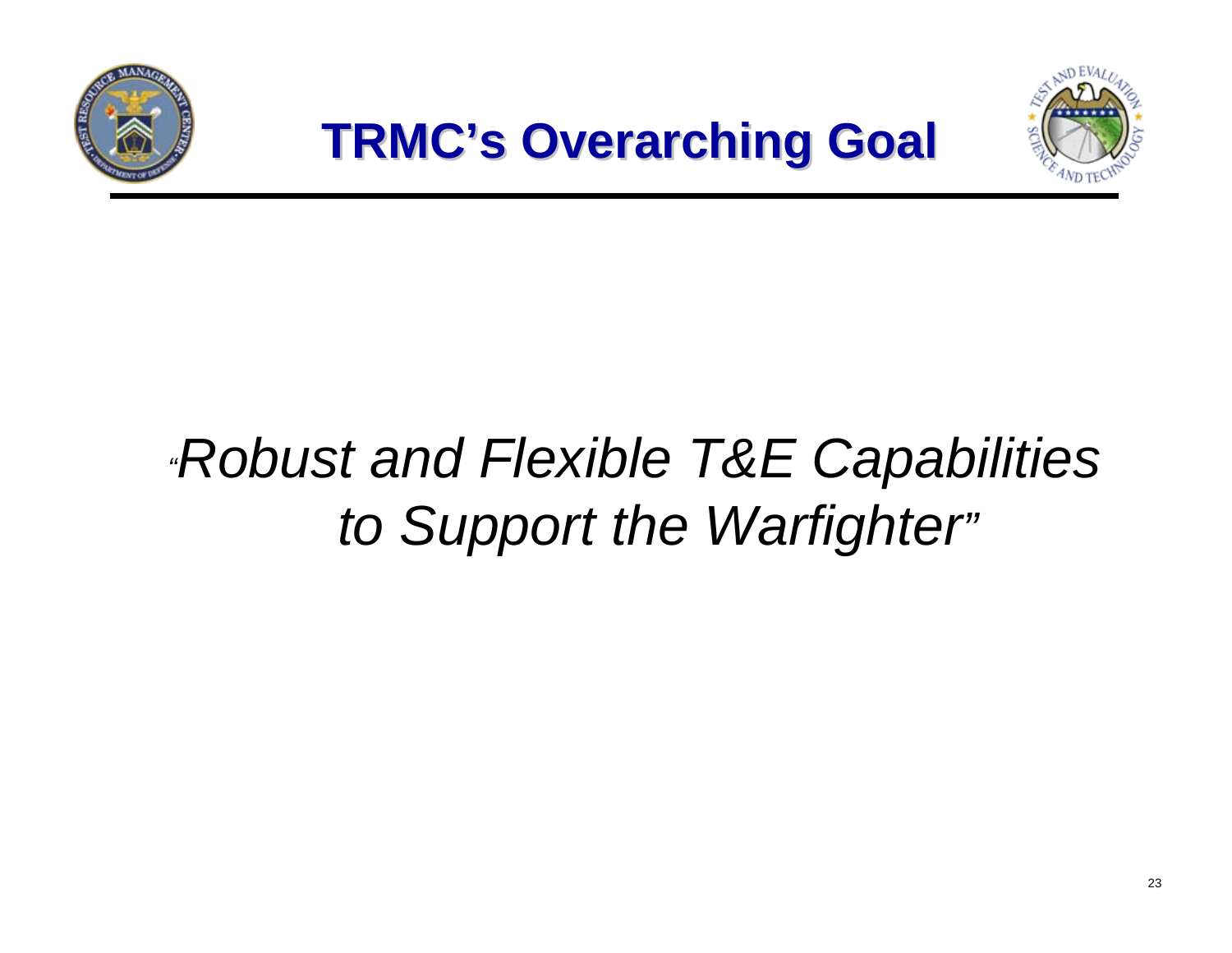# TRMC's Overarching Goal

*"Robust and Flexible T&E Capabilities to Support the Warfighter"*